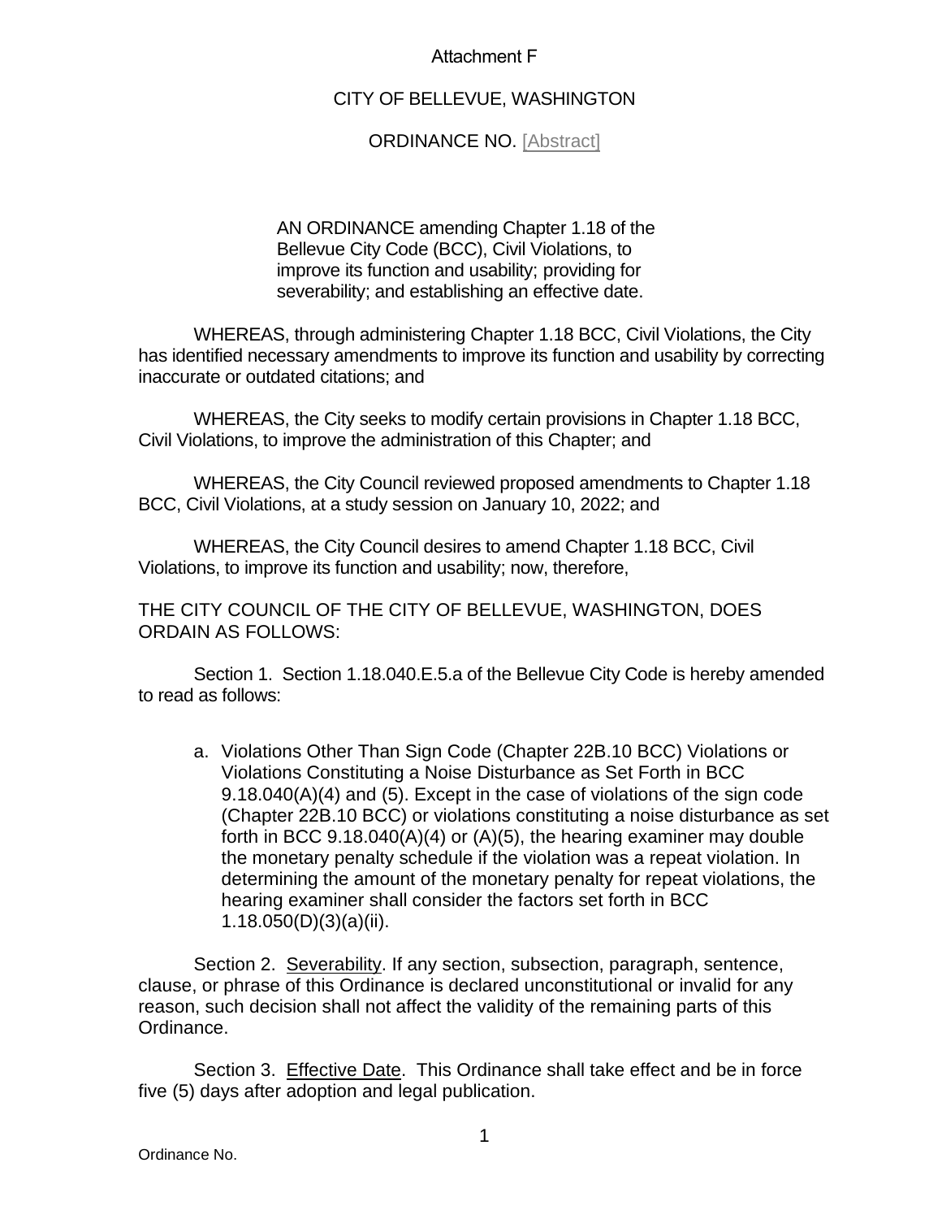Attachment F

CITY OF BELLEVUE, WASHINGTON

ORDINANCE NO. [Abstract]

AN ORDINANCE amending Chapter 1.18 of the Bellevue City Code (BCC), Civil Violations, to improve its function and usability; providing for severability; and establishing an effective date.

WHEREAS, through administering Chapter 1.18 BCC, Civil Violations, the City has identified necessary amendments to improve its function and usability by correcting inaccurate or outdated citations; and

WHEREAS, the City seeks to modify certain provisions in Chapter 1.18 BCC, Civil Violations, to improve the administration of this Chapter; and

WHEREAS, the City Council reviewed proposed amendments to Chapter 1.18 BCC, Civil Violations, at a study session on January 10, 2022; and

WHEREAS, the City Council desires to amend Chapter 1.18 BCC, Civil Violations, to improve its function and usability; now, therefore,

THE CITY COUNCIL OF THE CITY OF BELLEVUE, WASHINGTON, DOES ORDAIN AS FOLLOWS:

Section 1. Section 1.18.040.E.5.a of the Bellevue City Code is hereby amended to read as follows:

a. Violations Other Than Sign Code (Chapter 22B.10 BCC) Violations or Violations Constituting a Noise Disturbance as Set Forth in BCC 9.18.040(A)(4) and (5). Except in the case of violations of the sign code (Chapter 22B.10 BCC) or violations constituting a noise disturbance as set forth in BCC 9.18.040(A)(4) or (A)(5), the hearing examiner may double the monetary penalty schedule if the violation was a repeat violation. In determining the amount of the monetary penalty for repeat violations, the hearing examiner shall consider the factors set forth in BCC 1.18.050(D)(3)(a)(ii).

Section 2. Severability. If any section, subsection, paragraph, sentence, clause, or phrase of this Ordinance is declared unconstitutional or invalid for any reason, such decision shall not affect the validity of the remaining parts of this Ordinance.

Section 3. Effective Date. This Ordinance shall take effect and be in force five (5) days after adoption and legal publication.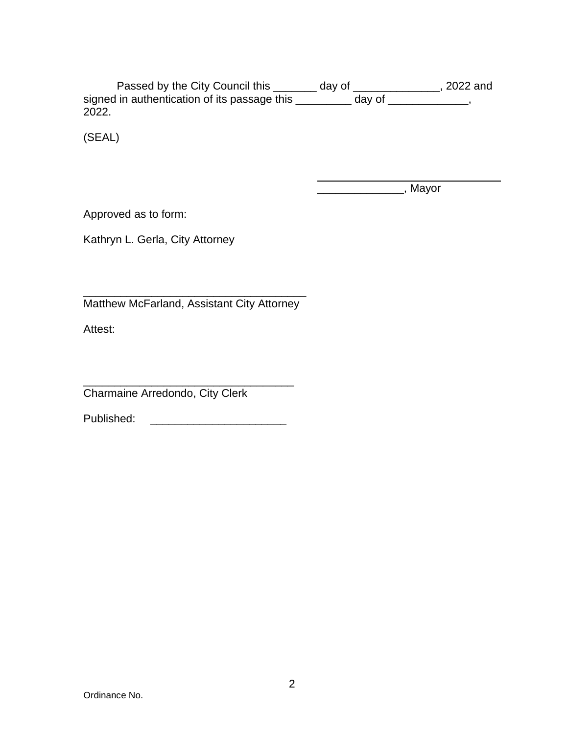Passed by the City Council this _______ day of ______________, 2022 and signed in authentication of its passage this _________ day of _____________, 2022.

(SEAL)

______________, Mayor

Approved as to form:

Kathryn L. Gerla, City Attorney

____________________________________
Matthew McFarland, Assistant City Attorney

Attest:

__________________________________
Charmaine Arredondo, City Clerk

Published: ______________________

Ordinance No.